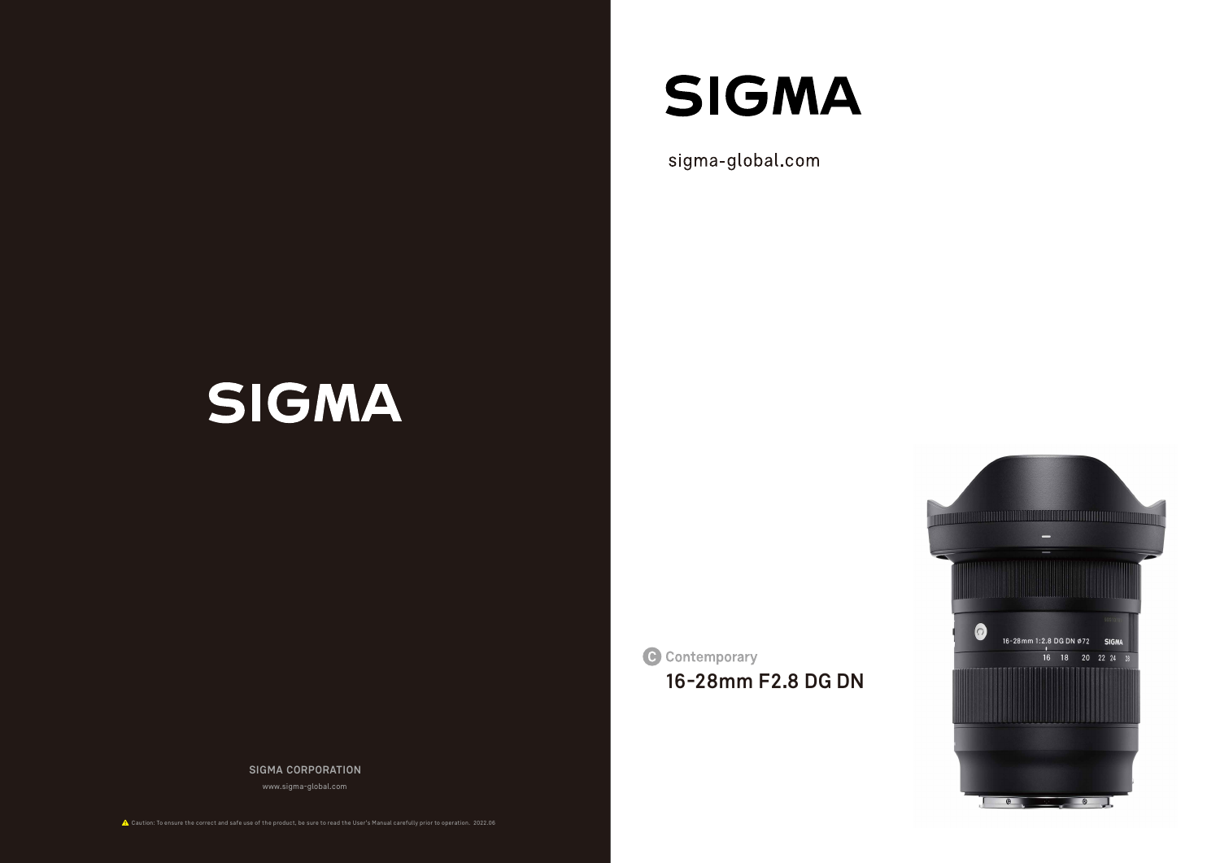# SIGMA

sigma-global.com

Contemporary

## 16-28mm F2.8 DG DN

# SIGMA

SIGMA CORPORATION

www.sigma-global.com

Caution: To ensure the correct and safe use of the product, be sure to read the User's Manual carefully prior to operation. 2022.06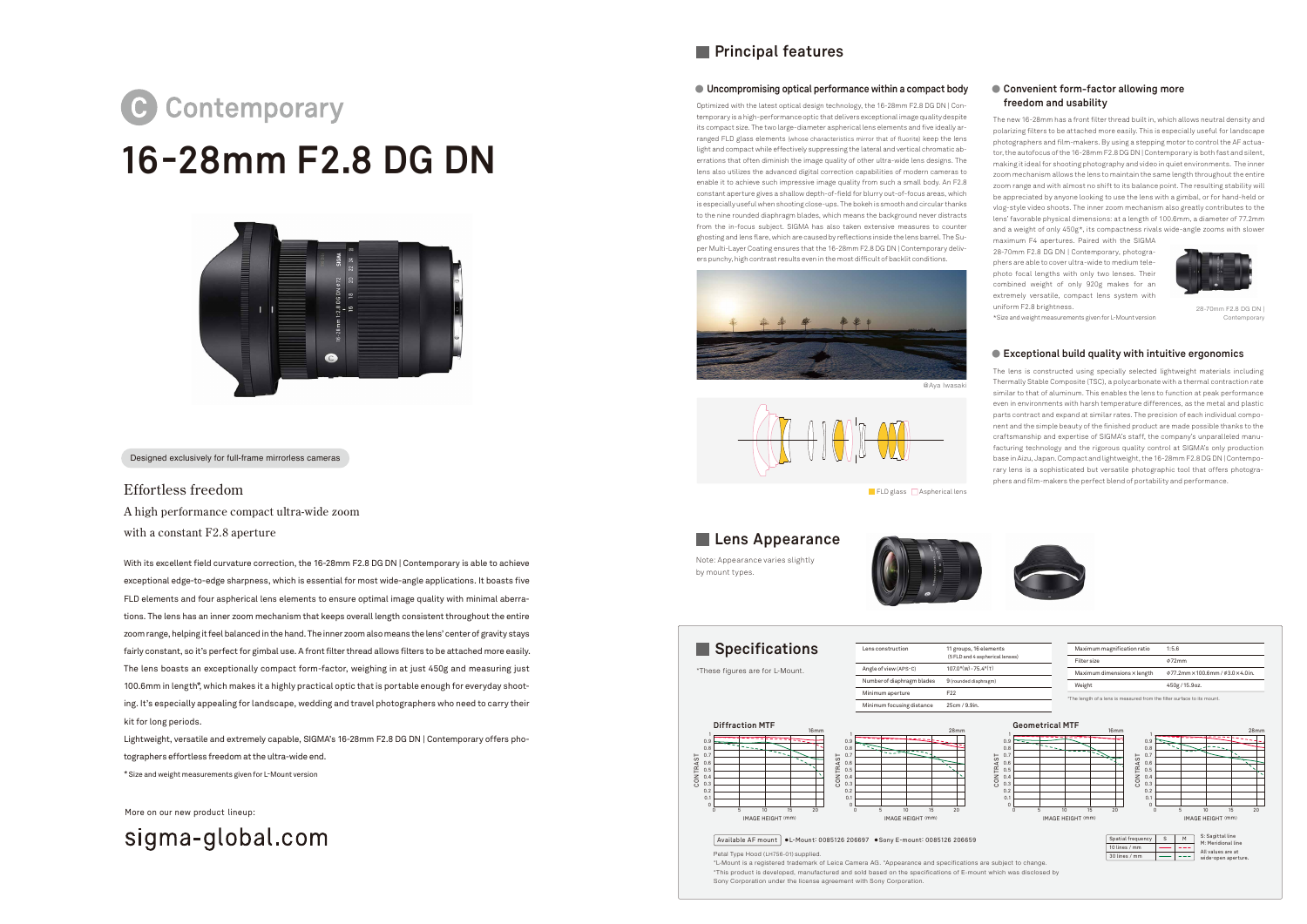# C Contemporary

# 16-28mm F2.8 DG DN

Designed exclusively for full-frame mirrorless cameras

## Effortless freedom

A high performance compact ultra-wide zoom
with a constant F2.8 aperture

With its excellent field curvature correction, the 16-28mm F2.8 DG DN | Contemporary is able to achieve exceptional edge-to-edge sharpness, which is essential for most wide-angle applications. It boasts five FLD elements and four aspherical lens elements to ensure optimal image quality with minimal aberrations. The lens has an inner zoom mechanism that keeps overall length consistent throughout the entire zoom range, helping it feel balanced in the hand. The inner zoom also means the lens' center of gravity stays fairly constant, so it's perfect for gimbal use. A front filter thread allows filters to be attached more easily. The lens boasts an exceptionally compact form-factor, weighing in at just 450g and measuring just 100.6mm in length*, which makes it a highly practical optic that is portable enough for everyday shooting. It's especially appealing for landscape, wedding and travel photographers who need to carry their kit for long periods.

Lightweight, versatile and extremely capable, SIGMA's 16-28mm F2.8 DG DN | Contemporary offers photographers effortless freedom at the ultra-wide end.

* Size and weight measurements given for L-Mount version

More on our new product lineup:

sigma-global.com

## Principal features

### Uncompromising optical performance within a compact body

Optimized with the latest optical design technology, the 16-28mm F2.8 DG DN | Contemporary is a high-performance optic that delivers exceptional image quality despite its compact size. The two large-diameter aspherical lens elements and five ideally arranged FLD glass elements (whose characteristics mirror that of fluorite) keep the lens light and compact while effectively suppressing the lateral and vertical chromatic aberrations that often diminish the image quality of other ultra-wide lens designs. The lens also utilizes the advanced digital correction capabilities of modern cameras to enable it to achieve such impressive image quality from such a small body. An F2.8 constant aperture gives a shallow depth-of-field for blurry out-of-focus areas, which is especially useful when shooting close-ups. The bokeh is smooth and circular thanks to the nine rounded diaphragm blades, which means the background never distracts from the in-focus subject. SIGMA has also taken extensive measures to counter ghosting and lens flare, which are caused by reflections inside the lens barrel. The Super Multi-Layer Coating ensures that the 16-28mm F2.8 DG DN | Contemporary delivers punchy, high contrast results even in the most difficult of backlit conditions.

©Aya Iwasaki

FLD glass　Aspherical lens

### Convenient form-factor allowing more freedom and usability

The new 16-28mm has a front filter thread built in, which allows neutral density and polarizing filters to be attached more easily. This is especially useful for landscape photographers and film-makers. By using a stepping motor to control the AF actuator, the autofocus of the 16-28mm F2.8 DG DN | Contemporary is both fast and silent, making it ideal for shooting photography and video in quiet environments. The inner zoom mechanism allows the lens to maintain the same length throughout the entire zoom range and with almost no shift to its balance point. The resulting stability will be appreciated by anyone looking to use the lens with a gimbal, or for hand-held or vlog-style video shoots. The inner zoom mechanism also greatly contributes to the lens' favorable physical dimensions: at a length of 100.6mm, a diameter of 77.2mm and a weight of only 450g*, its compactness rivals wide-angle zooms with slower maximum F4 apertures. Paired with the SIGMA 28-70mm F2.8 DG DN | Contemporary, photographers are able to cover ultra-wide to medium telephoto focal lengths with only two lenses. Their combined weight of only 920g makes for an extremely versatile, compact lens system with uniform F2.8 brightness.

*Size and weight measurements given for L-Mount version

28-70mm F2.8 DG DN | Contemporary

### Exceptional build quality with intuitive ergonomics

The lens is constructed using specially selected lightweight materials including Thermally Stable Composite (TSC), a polycarbonate with a thermal contraction rate similar to that of aluminum. This enables the lens to function at peak performance even in environments with harsh temperature differences, as the metal and plastic parts contract and expand at similar rates. The precision of each individual component and the simple beauty of the finished product are made possible thanks to the craftsmanship and expertise of SIGMA's staff, the company's unparalleled manufacturing technology and the rigorous quality control at SIGMA's only production base in Aizu, Japan. Compact and lightweight, the 16-28mm F2.8 DG DN | Contemporary lens is a sophisticated but versatile photographic tool that offers photographers and film-makers the perfect blend of portability and performance.

## Lens Appearance

Note: Appearance varies slightly by mount types.

## Specifications

*These figures are for L-Mount.

| | |
|---|---|
| Lens construction | 11 groups, 16 elements (5 FLD and 4 aspherical lenses) |
| Angle of view (APS-C) | 107.0°(W) - 75.4°(T) |
| Number of diaphragm blades | 9 (rounded diaphragm) |
| Minimum aperture | F22 |
| Minimum focusing distance | 25cm / 9.9in. |
| Maximum magnification ratio | 1:5.6 |
| Filter size | φ72mm |
| Maximum dimensions × length | φ77.2mm × 100.6mm / φ3.0 × 4.0in. |
| Weight | 450g / 15.9oz. |

*The length of a lens is measured from the filter surface to its mount.

Diffraction MTF

16mm

28mm

Geometrical MTF

16mm

28mm

CONTRAST

IMAGE HEIGHT (mm)

| Spatial frequency | S | M |
|---|---|---|
| 10 lines / mm | —— | - - - |
| 30 lines / mm | —— | - - - |

S: Sagittal line
M: Meridional line
All values are at wide-open aperture.

Available AF mount　●L-Mount: 0085126 206697　●Sony E-mount: 0085126 206659

Petal Type Hood (LH756-01) supplied.

*L-Mount is a registered trademark of Leica Camera AG. *Appearance and specifications are subject to change.

*This product is developed, manufactured and sold based on the specifications of E-mount which was disclosed by Sony Corporation under the license agreement with Sony Corporation.